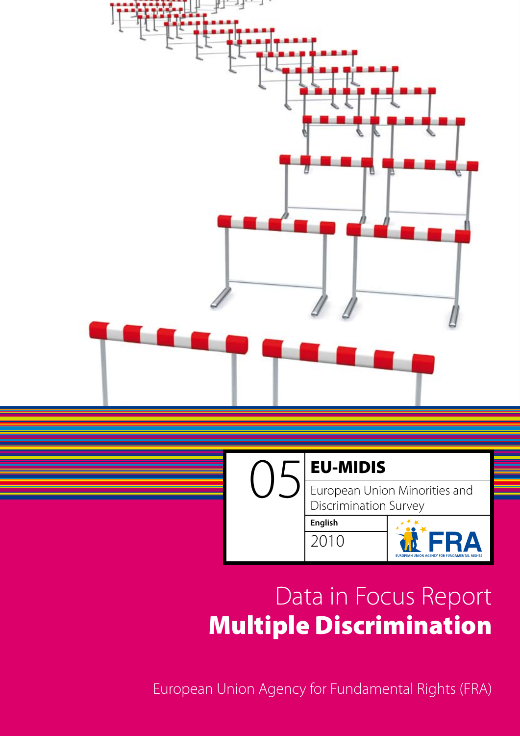05

# EU-MIDIS

European Union Minorities and Discrimination Survey

**English**

2010

FRA

EUROPEAN UNION AGENCY FOR FUNDAMENTAL RIGHTS

# Data in Focus Report
# **Multiple Discrimination**

European Union Agency for Fundamental Rights (FRA)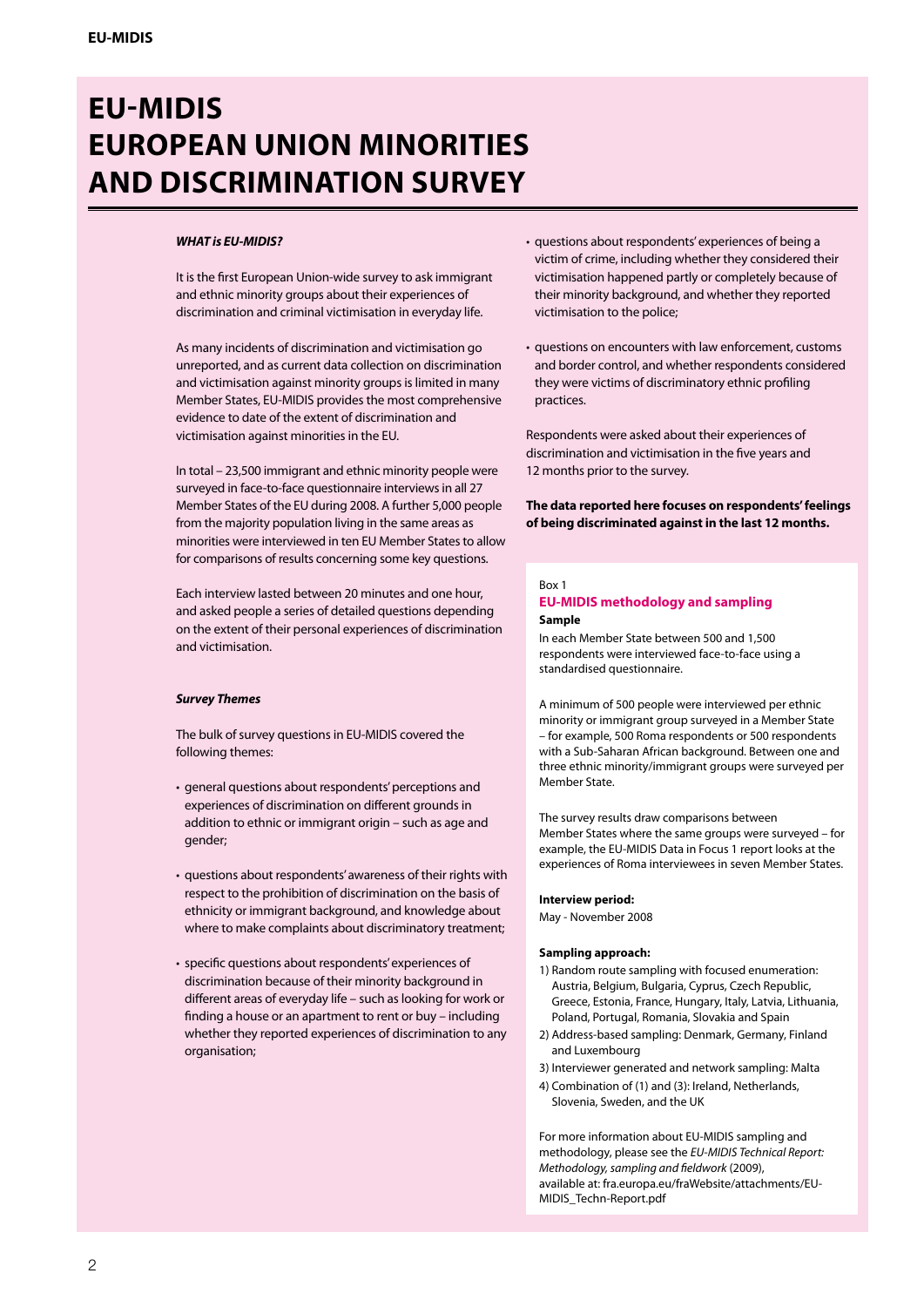# EU-MIDIS EUROPEAN UNION MINORITIES AND DISCRIMINATION SURVEY

***WHAT is EU-MIDIS?***

It is the first European Union-wide survey to ask immigrant and ethnic minority groups about their experiences of discrimination and criminal victimisation in everyday life.

As many incidents of discrimination and victimisation go unreported, and as current data collection on discrimination and victimisation against minority groups is limited in many Member States, EU-MIDIS provides the most comprehensive evidence to date of the extent of discrimination and victimisation against minorities in the EU.

In total – 23,500 immigrant and ethnic minority people were surveyed in face-to-face questionnaire interviews in all 27 Member States of the EU during 2008. A further 5,000 people from the majority population living in the same areas as minorities were interviewed in ten EU Member States to allow for comparisons of results concerning some key questions.

Each interview lasted between 20 minutes and one hour, and asked people a series of detailed questions depending on the extent of their personal experiences of discrimination and victimisation.

***Survey Themes***

The bulk of survey questions in EU-MIDIS covered the following themes:

- general questions about respondents' perceptions and experiences of discrimination on different grounds in addition to ethnic or immigrant origin – such as age and gender;
- questions about respondents' awareness of their rights with respect to the prohibition of discrimination on the basis of ethnicity or immigrant background, and knowledge about where to make complaints about discriminatory treatment;
- specific questions about respondents' experiences of discrimination because of their minority background in different areas of everyday life – such as looking for work or finding a house or an apartment to rent or buy – including whether they reported experiences of discrimination to any organisation;
- questions about respondents' experiences of being a victim of crime, including whether they considered their victimisation happened partly or completely because of their minority background, and whether they reported victimisation to the police;
- questions on encounters with law enforcement, customs and border control, and whether respondents considered they were victims of discriminatory ethnic profiling practices.

Respondents were asked about their experiences of discrimination and victimisation in the five years and 12 months prior to the survey.

**The data reported here focuses on respondents' feelings of being discriminated against in the last 12 months.**

Box 1

**EU-MIDIS methodology and sampling**

**Sample**

In each Member State between 500 and 1,500 respondents were interviewed face-to-face using a standardised questionnaire.

A minimum of 500 people were interviewed per ethnic minority or immigrant group surveyed in a Member State – for example, 500 Roma respondents or 500 respondents with a Sub-Saharan African background. Between one and three ethnic minority/immigrant groups were surveyed per Member State.

The survey results draw comparisons between Member States where the same groups were surveyed – for example, the EU-MIDIS Data in Focus 1 report looks at the experiences of Roma interviewees in seven Member States.

**Interview period:**

May - November 2008

**Sampling approach:**

1) Random route sampling with focused enumeration: Austria, Belgium, Bulgaria, Cyprus, Czech Republic, Greece, Estonia, France, Hungary, Italy, Latvia, Lithuania, Poland, Portugal, Romania, Slovakia and Spain
2) Address-based sampling: Denmark, Germany, Finland and Luxembourg
3) Interviewer generated and network sampling: Malta
4) Combination of (1) and (3): Ireland, Netherlands, Slovenia, Sweden, and the UK

For more information about EU-MIDIS sampling and methodology, please see the *EU-MIDIS Technical Report: Methodology, sampling and fieldwork* (2009), available at: fra.europa.eu/fraWebsite/attachments/EU-MIDIS_Techn-Report.pdf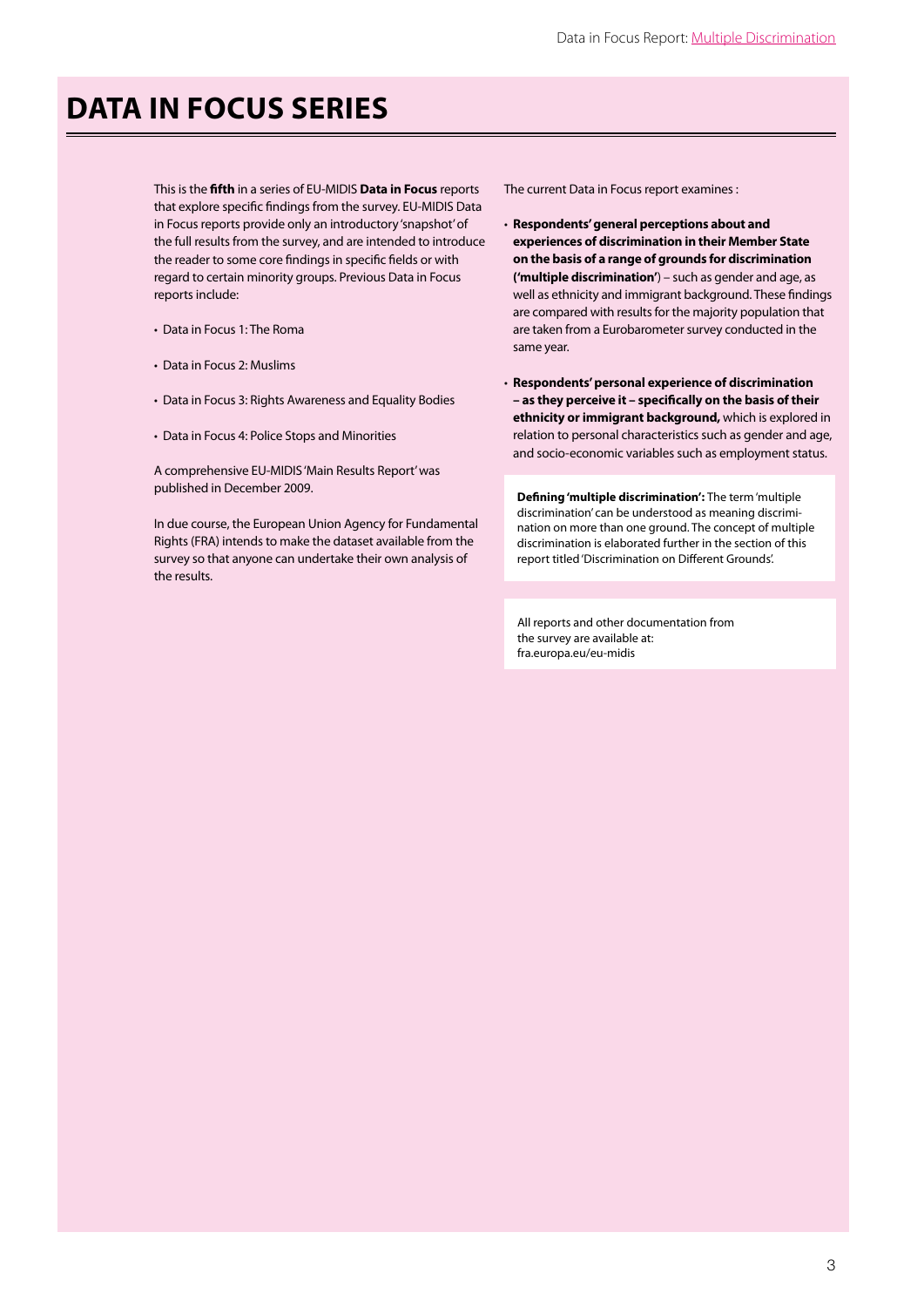# DATA IN FOCUS SERIES

This is the **fifth** in a series of EU-MIDIS **Data in Focus** reports that explore specific findings from the survey. EU-MIDIS Data in Focus reports provide only an introductory 'snapshot' of the full results from the survey, and are intended to introduce the reader to some core findings in specific fields or with regard to certain minority groups. Previous Data in Focus reports include:

- Data in Focus 1: The Roma
- Data in Focus 2: Muslims
- Data in Focus 3: Rights Awareness and Equality Bodies
- Data in Focus 4: Police Stops and Minorities

A comprehensive EU-MIDIS 'Main Results Report' was published in December 2009.

In due course, the European Union Agency for Fundamental Rights (FRA) intends to make the dataset available from the survey so that anyone can undertake their own analysis of the results.

The current Data in Focus report examines :

- **Respondents' general perceptions about and experiences of discrimination in their Member State on the basis of a range of grounds for discrimination ('multiple discrimination'**) – such as gender and age, as well as ethnicity and immigrant background. These findings are compared with results for the majority population that are taken from a Eurobarometer survey conducted in the same year.
- **Respondents' personal experience of discrimination – as they perceive it – specifically on the basis of their ethnicity or immigrant background,** which is explored in relation to personal characteristics such as gender and age, and socio-economic variables such as employment status.

**Defining 'multiple discrimination':** The term 'multiple discrimination' can be understood as meaning discrimination on more than one ground. The concept of multiple discrimination is elaborated further in the section of this report titled 'Discrimination on Different Grounds'.

All reports and other documentation from the survey are available at: fra.europa.eu/eu-midis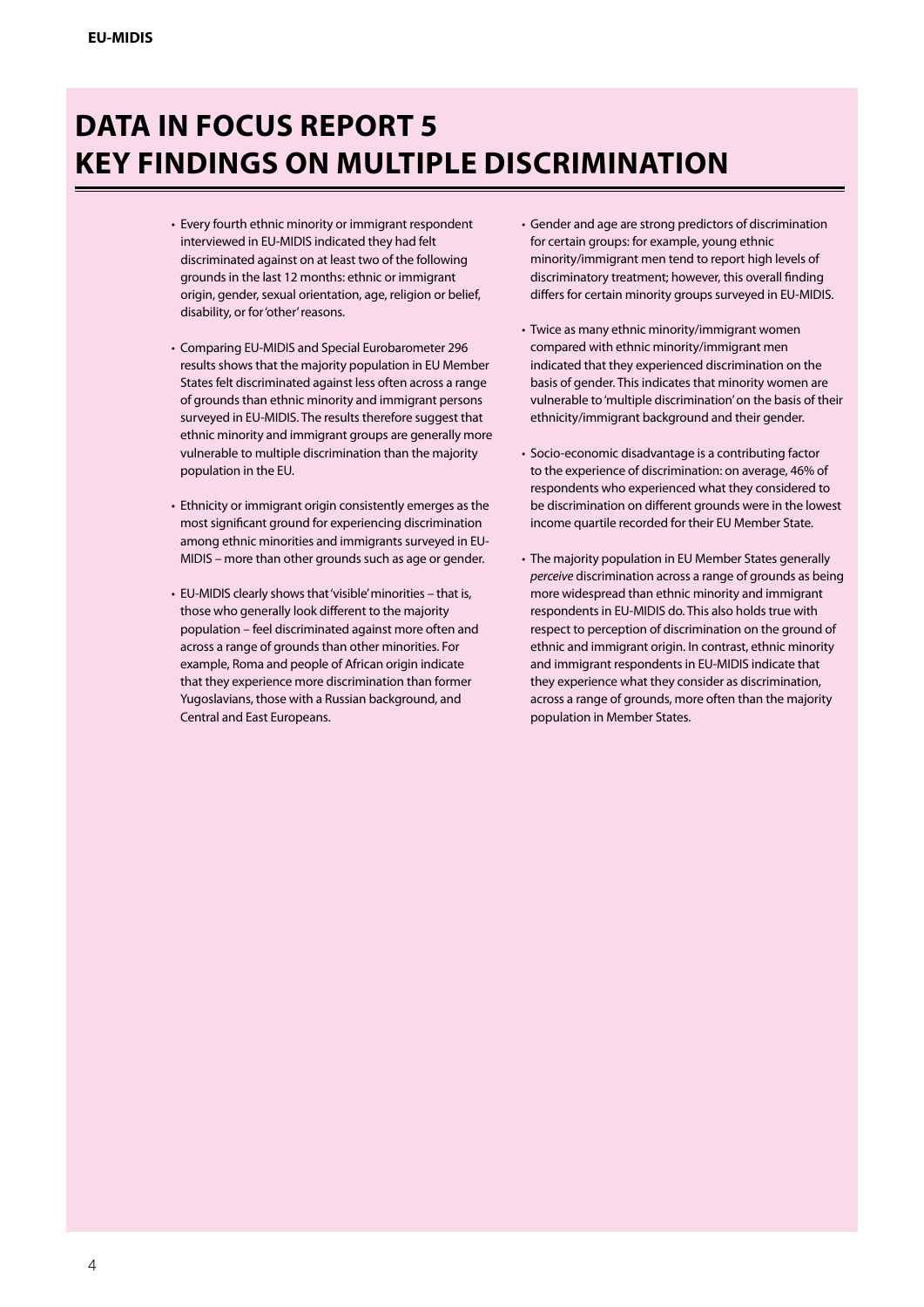# DATA IN FOCUS REPORT 5
# KEY FINDINGS ON MULTIPLE DISCRIMINATION

- Every fourth ethnic minority or immigrant respondent interviewed in EU-MIDIS indicated they had felt discriminated against on at least two of the following grounds in the last 12 months: ethnic or immigrant origin, gender, sexual orientation, age, religion or belief, disability, or for 'other' reasons.

- Comparing EU-MIDIS and Special Eurobarometer 296 results shows that the majority population in EU Member States felt discriminated against less often across a range of grounds than ethnic minority and immigrant persons surveyed in EU-MIDIS. The results therefore suggest that ethnic minority and immigrant groups are generally more vulnerable to multiple discrimination than the majority population in the EU.

- Ethnicity or immigrant origin consistently emerges as the most significant ground for experiencing discrimination among ethnic minorities and immigrants surveyed in EU-MIDIS – more than other grounds such as age or gender.

- EU-MIDIS clearly shows that 'visible' minorities – that is, those who generally look different to the majority population – feel discriminated against more often and across a range of grounds than other minorities. For example, Roma and people of African origin indicate that they experience more discrimination than former Yugoslavians, those with a Russian background, and Central and East Europeans.

- Gender and age are strong predictors of discrimination for certain groups: for example, young ethnic minority/immigrant men tend to report high levels of discriminatory treatment; however, this overall finding differs for certain minority groups surveyed in EU-MIDIS.

- Twice as many ethnic minority/immigrant women compared with ethnic minority/immigrant men indicated that they experienced discrimination on the basis of gender. This indicates that minority women are vulnerable to 'multiple discrimination' on the basis of their ethnicity/immigrant background and their gender.

- Socio-economic disadvantage is a contributing factor to the experience of discrimination: on average, 46% of respondents who experienced what they considered to be discrimination on different grounds were in the lowest income quartile recorded for their EU Member State.

- The majority population in EU Member States generally *perceive* discrimination across a range of grounds as being more widespread than ethnic minority and immigrant respondents in EU-MIDIS do. This also holds true with respect to perception of discrimination on the ground of ethnic and immigrant origin. In contrast, ethnic minority and immigrant respondents in EU-MIDIS indicate that they experience what they consider as discrimination, across a range of grounds, more often than the majority population in Member States.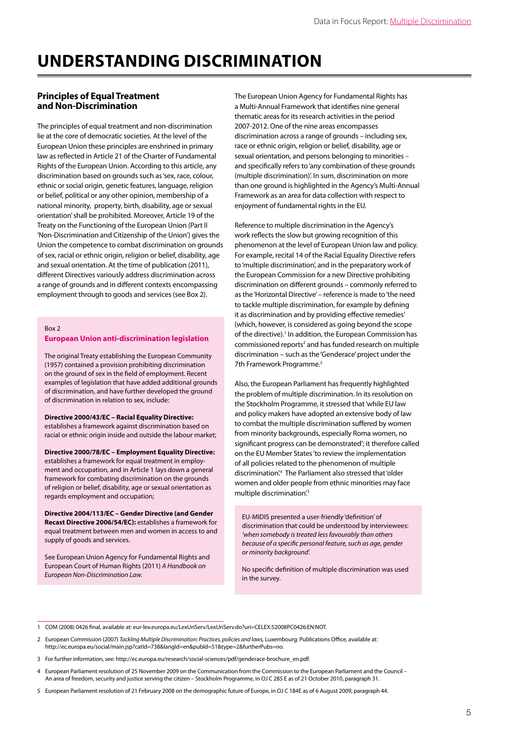# UNDERSTANDING DISCRIMINATION

## Principles of Equal Treatment and Non-Discrimination

The principles of equal treatment and non-discrimination lie at the core of democratic societies. At the level of the European Union these principles are enshrined in primary law as reflected in Article 21 of the Charter of Fundamental Rights of the European Union. According to this article, any discrimination based on grounds such as 'sex, race, colour, ethnic or social origin, genetic features, language, religion or belief, political or any other opinion, membership of a national minority, property, birth, disability, age or sexual orientation' shall be prohibited. Moreover, Article 19 of the Treaty on the Functioning of the European Union (Part II 'Non-Discrimination and Citizenship of the Union') gives the Union the competence to combat discrimination on grounds of sex, racial or ethnic origin, religion or belief, disability, age and sexual orientation. At the time of publication (2011), different Directives variously address discrimination across a range of grounds and in different contexts encompassing employment through to goods and services (see Box 2).

> Box 2
>
> **European Union anti-discrimination legislation**
>
> The original Treaty establishing the European Community (1957) contained a provision prohibiting discrimination on the ground of sex in the field of employment. Recent examples of legislation that have added additional grounds of discrimination, and have further developed the ground of discrimination in relation to sex, include:
>
> **Directive 2000/43/EC – Racial Equality Directive:** establishes a framework against discrimination based on racial or ethnic origin inside and outside the labour market;
>
> **Directive 2000/78/EC – Employment Equality Directive:** establishes a framework for equal treatment in employment and occupation, and in Article 1 lays down a general framework for combating discrimination on the grounds of religion or belief, disability, age or sexual orientation as regards employment and occupation;
>
> **Directive 2004/113/EC – Gender Directive (and Gender Recast Directive 2006/54/EC):** establishes a framework for equal treatment between men and women in access to and supply of goods and services.
>
> See European Union Agency for Fundamental Rights and European Court of Human Rights (2011) *A Handbook on European Non-Discrimination Law.*

The European Union Agency for Fundamental Rights has a Multi-Annual Framework that identifies nine general thematic areas for its research activities in the period 2007-2012. One of the nine areas encompasses discrimination across a range of grounds – including sex, race or ethnic origin, religion or belief, disability, age or sexual orientation, and persons belonging to minorities – and specifically refers to 'any combination of these grounds (multiple discrimination)'. In sum, discrimination on more than one ground is highlighted in the Agency's Multi-Annual Framework as an area for data collection with respect to enjoyment of fundamental rights in the EU.

Reference to multiple discrimination in the Agency's work reflects the slow but growing recognition of this phenomenon at the level of European Union law and policy. For example, recital 14 of the Racial Equality Directive refers to 'multiple discrimination', and in the preparatory work of the European Commission for a new Directive prohibiting discrimination on different grounds – commonly referred to as the 'Horizontal Directive' – reference is made to 'the need to tackle multiple discrimination, for example by defining it as discrimination and by providing effective remedies' (which, however, is considered as going beyond the scope of the directive).[1] In addition, the European Commission has commissioned reports[2] and has funded research on multiple discrimination – such as the 'Genderace' project under the 7th Framework Programme.[3]

Also, the European Parliament has frequently highlighted the problem of multiple discrimination. In its resolution on the Stockholm Programme, it stressed that 'while EU law and policy makers have adopted an extensive body of law to combat the multiple discrimination suffered by women from minority backgrounds, especially Roma women, no significant progress can be demonstrated'; it therefore called on the EU Member States 'to review the implementation of all policies related to the phenomenon of multiple discrimination'.[4] The Parliament also stressed that 'older women and older people from ethnic minorities may face multiple discrimination'.[5]

> EU-MIDIS presented a user-friendly 'definition' of discrimination that could be understood by interviewees: *'when somebody is treated less favourably than others because of a specific personal feature, such as age, gender or minority background'.*
>
> No specific definition of multiple discrimination was used in the survey.

---

1 COM (2008) 0426 final, available at: eur-lex.europa.eu/LexUriServ/LexUriServ.do?uri=CELEX:52008PC0426:EN:NOT.

2 European Commission (2007) *Tackling Multiple Discrimination: Practices, policies and laws,* Luxembourg: Publications Office, available at: http://ec.europa.eu/social/main.jsp?catId=738&langId=en&pubId=51&type=2&furtherPubs=no.

3 For further information, see: http://ec.europa.eu/research/social-sciences/pdf/genderace-brochure_en.pdf.

4 European Parliament resolution of 25 November 2009 on the Communication from the Commission to the European Parliament and the Council – An area of freedom, security and justice serving the citizen – Stockholm Programme, in OJ C 285 E as of 21 October 2010, paragraph 31.

5 European Parliament resolution of 21 February 2008 on the demographic future of Europe, in OJ C 184E as of 6 August 2009, paragraph 44.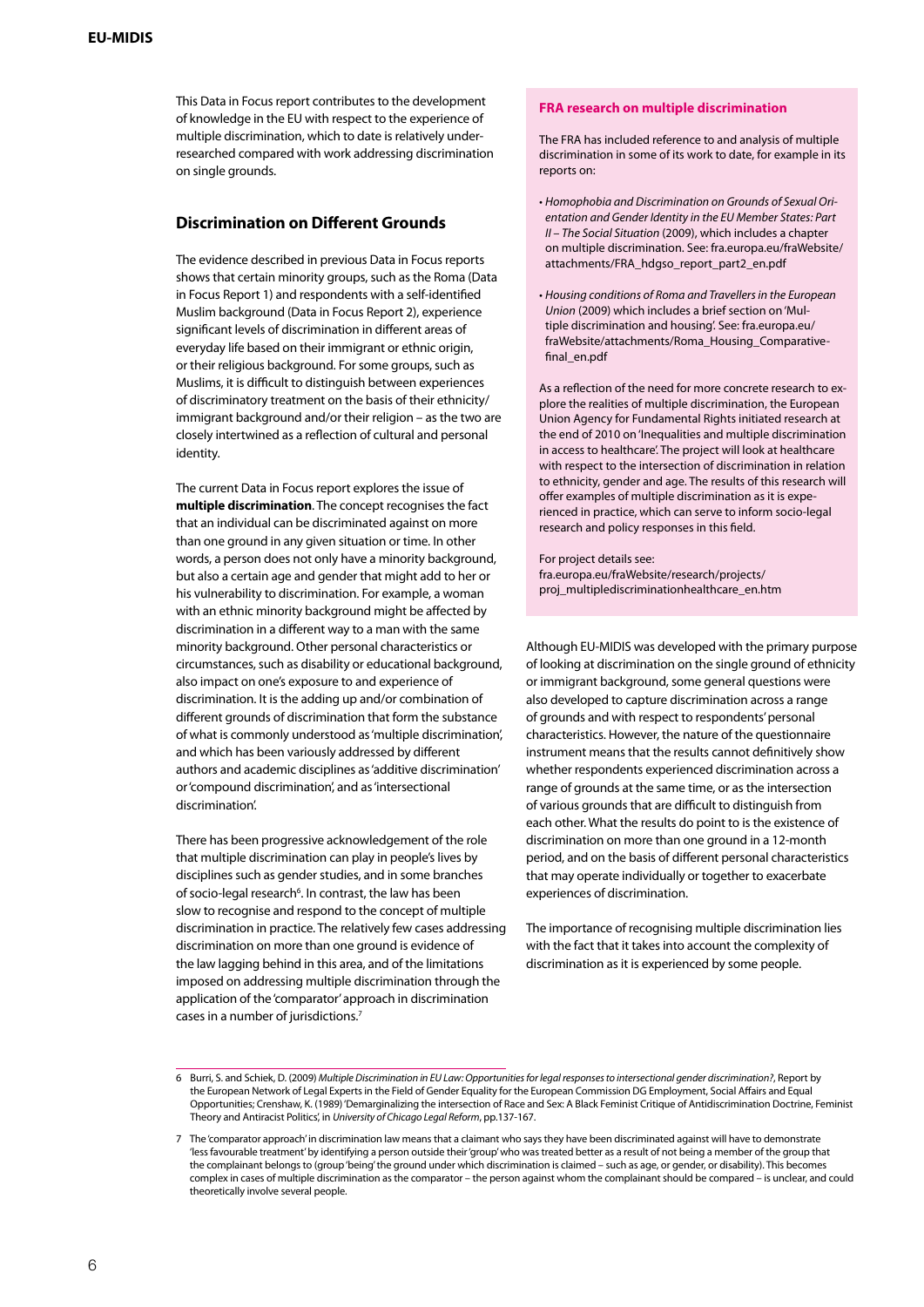This Data in Focus report contributes to the development of knowledge in the EU with respect to the experience of multiple discrimination, which to date is relatively under-researched compared with work addressing discrimination on single grounds.

## Discrimination on Different Grounds

The evidence described in previous Data in Focus reports shows that certain minority groups, such as the Roma (Data in Focus Report 1) and respondents with a self-identified Muslim background (Data in Focus Report 2), experience significant levels of discrimination in different areas of everyday life based on their immigrant or ethnic origin, or their religious background. For some groups, such as Muslims, it is difficult to distinguish between experiences of discriminatory treatment on the basis of their ethnicity/immigrant background and/or their religion – as the two are closely intertwined as a reflection of cultural and personal identity.

The current Data in Focus report explores the issue of **multiple discrimination**. The concept recognises the fact that an individual can be discriminated against on more than one ground in any given situation or time. In other words, a person does not only have a minority background, but also a certain age and gender that might add to her or his vulnerability to discrimination. For example, a woman with an ethnic minority background might be affected by discrimination in a different way to a man with the same minority background. Other personal characteristics or circumstances, such as disability or educational background, also impact on one's exposure to and experience of discrimination. It is the adding up and/or combination of different grounds of discrimination that form the substance of what is commonly understood as 'multiple discrimination', and which has been variously addressed by different authors and academic disciplines as 'additive discrimination' or 'compound discrimination', and as 'intersectional discrimination'.

There has been progressive acknowledgement of the role that multiple discrimination can play in people's lives by disciplines such as gender studies, and in some branches of socio-legal research[6]. In contrast, the law has been slow to recognise and respond to the concept of multiple discrimination in practice. The relatively few cases addressing discrimination on more than one ground is evidence of the law lagging behind in this area, and of the limitations imposed on addressing multiple discrimination through the application of the 'comparator' approach in discrimination cases in a number of jurisdictions.[7]

**FRA research on multiple discrimination**

The FRA has included reference to and analysis of multiple discrimination in some of its work to date, for example in its reports on:

- *Homophobia and Discrimination on Grounds of Sexual Orientation and Gender Identity in the EU Member States: Part II – The Social Situation* (2009), which includes a chapter on multiple discrimination. See: fra.europa.eu/fraWebsite/attachments/FRA_hdgso_report_part2_en.pdf
- *Housing conditions of Roma and Travellers in the European Union* (2009) which includes a brief section on 'Multiple discrimination and housing'. See: fra.europa.eu/fraWebsite/attachments/Roma_Housing_Comparative-final_en.pdf

As a reflection of the need for more concrete research to explore the realities of multiple discrimination, the European Union Agency for Fundamental Rights initiated research at the end of 2010 on 'Inequalities and multiple discrimination in access to healthcare'. The project will look at healthcare with respect to the intersection of discrimination in relation to ethnicity, gender and age. The results of this research will offer examples of multiple discrimination as it is experienced in practice, which can serve to inform socio-legal research and policy responses in this field.

For project details see:
fra.europa.eu/fraWebsite/research/projects/proj_multiplediscriminationhealthcare_en.htm

Although EU-MIDIS was developed with the primary purpose of looking at discrimination on the single ground of ethnicity or immigrant background, some general questions were also developed to capture discrimination across a range of grounds and with respect to respondents' personal characteristics. However, the nature of the questionnaire instrument means that the results cannot definitively show whether respondents experienced discrimination across a range of grounds at the same time, or as the intersection of various grounds that are difficult to distinguish from each other. What the results do point to is the existence of discrimination on more than one ground in a 12-month period, and on the basis of different personal characteristics that may operate individually or together to exacerbate experiences of discrimination.

The importance of recognising multiple discrimination lies with the fact that it takes into account the complexity of discrimination as it is experienced by some people.

---

6 Burri, S. and Schiek, D. (2009) *Multiple Discrimination in EU Law: Opportunities for legal responses to intersectional gender discrimination?*, Report by the European Network of Legal Experts in the Field of Gender Equality for the European Commission DG Employment, Social Affairs and Equal Opportunities; Crenshaw, K. (1989) 'Demarginalizing the intersection of Race and Sex: A Black Feminist Critique of Antidiscrimination Doctrine, Feminist Theory and Antiracist Politics', in *University of Chicago Legal Reform*, pp.137-167.

7 The 'comparator approach' in discrimination law means that a claimant who says they have been discriminated against will have to demonstrate 'less favourable treatment' by identifying a person outside their 'group' who was treated better as a result of not being a member of the group that the complainant belongs to (group 'being' the ground under which discrimination is claimed – such as age, or gender, or disability). This becomes complex in cases of multiple discrimination as the comparator – the person against whom the complainant should be compared – is unclear, and could theoretically involve several people.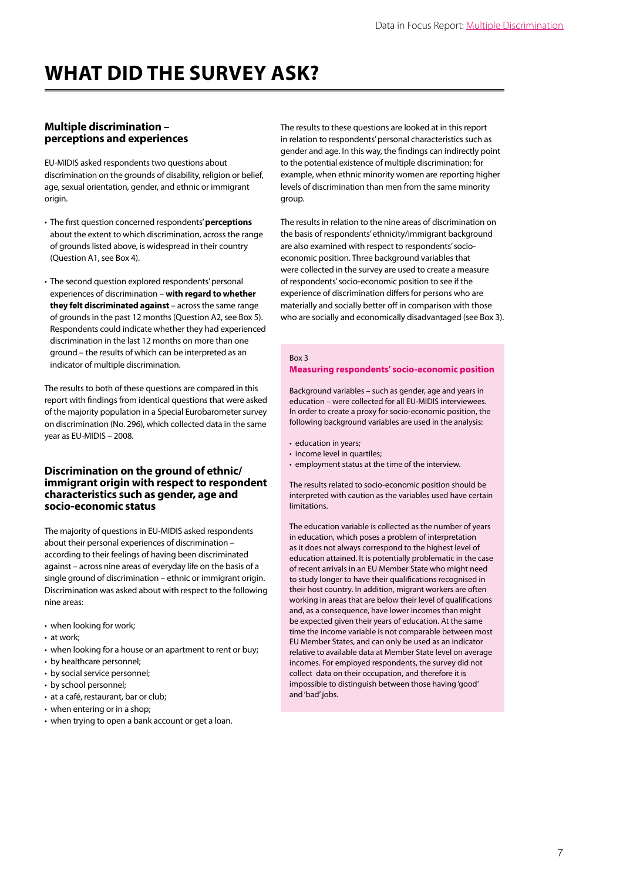# WHAT DID THE SURVEY ASK?

## Multiple discrimination – perceptions and experiences

EU-MIDIS asked respondents two questions about discrimination on the grounds of disability, religion or belief, age, sexual orientation, gender, and ethnic or immigrant origin.

- The first question concerned respondents' **perceptions** about the extent to which discrimination, across the range of grounds listed above, is widespread in their country (Question A1, see Box 4).
- The second question explored respondents' personal experiences of discrimination – **with regard to whether they felt discriminated against** – across the same range of grounds in the past 12 months (Question A2, see Box 5). Respondents could indicate whether they had experienced discrimination in the last 12 months on more than one ground – the results of which can be interpreted as an indicator of multiple discrimination.

The results to both of these questions are compared in this report with findings from identical questions that were asked of the majority population in a Special Eurobarometer survey on discrimination (No. 296), which collected data in the same year as EU-MIDIS – 2008.

## Discrimination on the ground of ethnic/immigrant origin with respect to respondent characteristics such as gender, age and socio-economic status

The majority of questions in EU-MIDIS asked respondents about their personal experiences of discrimination – according to their feelings of having been discriminated against – across nine areas of everyday life on the basis of a single ground of discrimination – ethnic or immigrant origin. Discrimination was asked about with respect to the following nine areas:

- when looking for work;
- at work;
- when looking for a house or an apartment to rent or buy;
- by healthcare personnel;
- by social service personnel;
- by school personnel;
- at a café, restaurant, bar or club;
- when entering or in a shop;
- when trying to open a bank account or get a loan.

The results to these questions are looked at in this report in relation to respondents' personal characteristics such as gender and age. In this way, the findings can indirectly point to the potential existence of multiple discrimination; for example, when ethnic minority women are reporting higher levels of discrimination than men from the same minority group.

The results in relation to the nine areas of discrimination on the basis of respondents' ethnicity/immigrant background are also examined with respect to respondents' socio-economic position. Three background variables that were collected in the survey are used to create a measure of respondents' socio-economic position to see if the experience of discrimination differs for persons who are materially and socially better off in comparison with those who are socially and economically disadvantaged (see Box 3).

Box 3

**Measuring respondents' socio-economic position**

Background variables – such as gender, age and years in education – were collected for all EU-MIDIS interviewees. In order to create a proxy for socio-economic position, the following background variables are used in the analysis:

- education in years;
- income level in quartiles;
- employment status at the time of the interview.

The results related to socio-economic position should be interpreted with caution as the variables used have certain limitations.

The education variable is collected as the number of years in education, which poses a problem of interpretation as it does not always correspond to the highest level of education attained. It is potentially problematic in the case of recent arrivals in an EU Member State who might need to study longer to have their qualifications recognised in their host country. In addition, migrant workers are often working in areas that are below their level of qualifications and, as a consequence, have lower incomes than might be expected given their years of education. At the same time the income variable is not comparable between most EU Member States, and can only be used as an indicator relative to available data at Member State level on average incomes. For employed respondents, the survey did not collect data on their occupation, and therefore it is impossible to distinguish between those having 'good' and 'bad' jobs.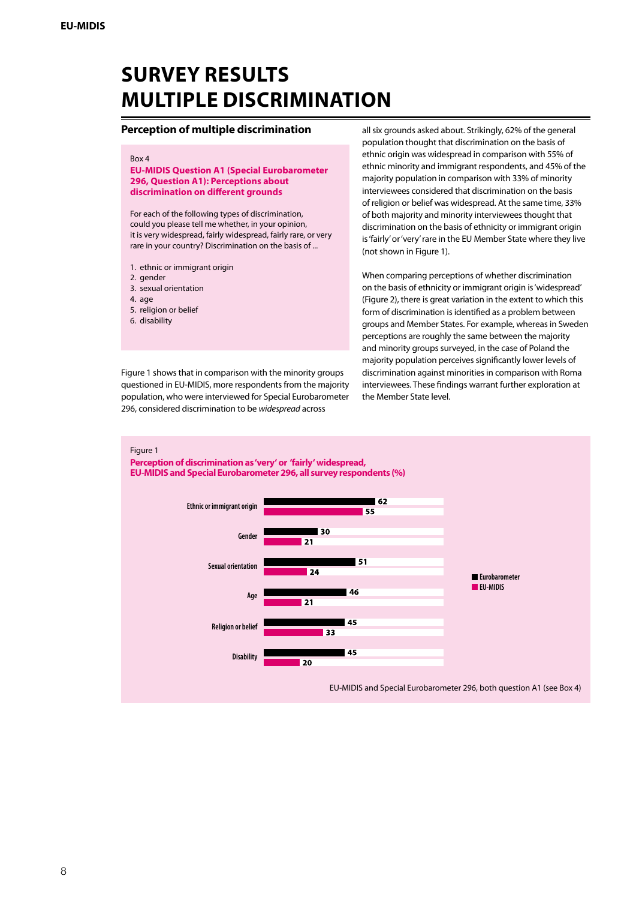# SURVEY RESULTS MULTIPLE DISCRIMINATION

## Perception of multiple discrimination

> Box 4
>
> **EU-MIDIS Question A1 (Special Eurobarometer 296, Question A1): Perceptions about discrimination on different grounds**
>
> For each of the following types of discrimination, could you please tell me whether, in your opinion, it is very widespread, fairly widespread, fairly rare, or very rare in your country? Discrimination on the basis of ...
>
> 1. ethnic or immigrant origin
> 2. gender
> 3. sexual orientation
> 4. age
> 5. religion or belief
> 6. disability

Figure 1 shows that in comparison with the minority groups questioned in EU-MIDIS, more respondents from the majority population, who were interviewed for Special Eurobarometer 296, considered discrimination to be *widespread* across all six grounds asked about. Strikingly, 62% of the general population thought that discrimination on the basis of ethnic origin was widespread in comparison with 55% of ethnic minority and immigrant respondents, and 45% of the majority population in comparison with 33% of minority interviewees considered that discrimination on the basis of religion or belief was widespread. At the same time, 33% of both majority and minority interviewees thought that discrimination on the basis of ethnicity or immigrant origin is 'fairly' or 'very' rare in the EU Member State where they live (not shown in Figure 1).

When comparing perceptions of whether discrimination on the basis of ethnicity or immigrant origin is 'widespread' (Figure 2), there is great variation in the extent to which this form of discrimination is identified as a problem between groups and Member States. For example, whereas in Sweden perceptions are roughly the same between the majority and minority groups surveyed, in the case of Poland the majority population perceives significantly lower levels of discrimination against minorities in comparison with Roma interviewees. These findings warrant further exploration at the Member State level.

Figure 1

**Perception of discrimination as 'very' or 'fairly' widespread, EU-MIDIS and Special Eurobarometer 296, all survey respondents (%)**

| | Eurobarometer | EU-MIDIS |
|---|---|---|
| Ethnic or immigrant origin | 62 | 55 |
| Gender | 30 | 21 |
| Sexual orientation | 51 | 24 |
| Age | 46 | 21 |
| Religion or belief | 45 | 33 |
| Disability | 45 | 20 |

EU-MIDIS and Special Eurobarometer 296, both question A1 (see Box 4)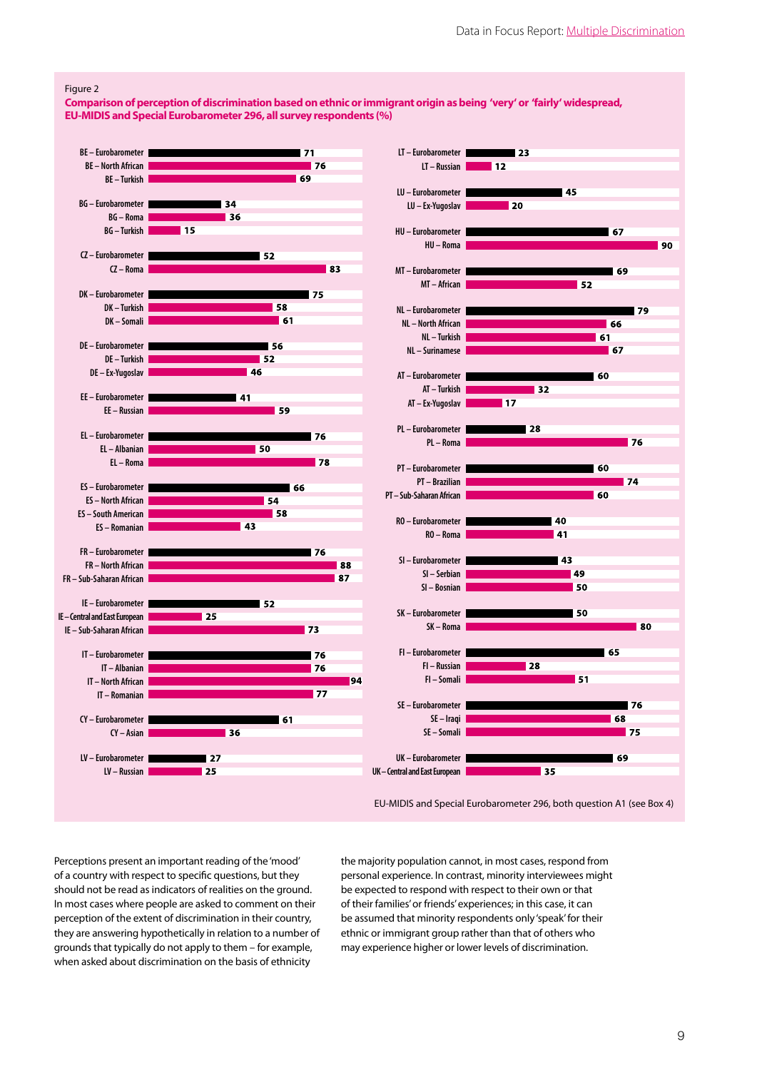Figure 2

**Comparison of perception of discrimination based on ethnic or immigrant origin as being 'very' or 'fairly' widespread, EU-MIDIS and Special Eurobarometer 296, all survey respondents (%)**

| Group | % |
|---|---|
| BE – Eurobarometer | 71 |
| BE – North African | 76 |
| BE – Turkish | 69 |
| BG – Eurobarometer | 34 |
| BG – Roma | 36 |
| BG – Turkish | 15 |
| CZ – Eurobarometer | 52 |
| CZ – Roma | 83 |
| DK – Eurobarometer | 75 |
| DK – Turkish | 58 |
| DK – Somali | 61 |
| DE – Eurobarometer | 56 |
| DE – Turkish | 52 |
| DE – Ex-Yugoslav | 46 |
| EE – Eurobarometer | 41 |
| EE – Russian | 59 |
| EL – Eurobarometer | 76 |
| EL – Albanian | 50 |
| EL – Roma | 78 |
| ES – Eurobarometer | 66 |
| ES – North African | 54 |
| ES – South American | 58 |
| ES – Romanian | 43 |
| FR – Eurobarometer | 76 |
| FR – North African | 88 |
| FR – Sub-Saharan African | 87 |
| IE – Eurobarometer | 52 |
| IE – Central and East European | 25 |
| IE – Sub-Saharan African | 73 |
| IT – Eurobarometer | 76 |
| IT – Albanian | 76 |
| IT – North African | 94 |
| IT – Romanian | 77 |
| CY – Eurobarometer | 61 |
| CY – Asian | 36 |
| LV – Eurobarometer | 27 |
| LV – Russian | 25 |
| LT – Eurobarometer | 23 |
| LT – Russian | 12 |
| LU – Eurobarometer | 45 |
| LU – Ex-Yugoslav | 20 |
| HU – Eurobarometer | 67 |
| HU – Roma | 90 |
| MT – Eurobarometer | 69 |
| MT – African | 52 |
| NL – Eurobarometer | 79 |
| NL – North African | 66 |
| NL – Turkish | 61 |
| NL – Surinamese | 67 |
| AT – Eurobarometer | 60 |
| AT – Turkish | 32 |
| AT – Ex-Yugoslav | 17 |
| PL – Eurobarometer | 28 |
| PL – Roma | 76 |
| PT – Eurobarometer | 60 |
| PT – Brazilian | 74 |
| PT – Sub-Saharan African | 60 |
| RO – Eurobarometer | 40 |
| RO – Roma | 41 |
| SI – Eurobarometer | 43 |
| SI – Serbian | 49 |
| SI – Bosnian | 50 |
| SK – Eurobarometer | 50 |
| SK – Roma | 80 |
| FI – Eurobarometer | 65 |
| FI – Russian | 28 |
| FI – Somali | 51 |
| SE – Eurobarometer | 76 |
| SE – Iraqi | 68 |
| SE – Somali | 75 |
| UK – Eurobarometer | 69 |
| UK – Central and East European | 35 |

EU-MIDIS and Special Eurobarometer 296, both question A1 (see Box 4)

Perceptions present an important reading of the 'mood' of a country with respect to specific questions, but they should not be read as indicators of realities on the ground. In most cases where people are asked to comment on their perception of the extent of discrimination in their country, they are answering hypothetically in relation to a number of grounds that typically do not apply to them – for example, when asked about discrimination on the basis of ethnicity the majority population cannot, in most cases, respond from personal experience. In contrast, minority interviewees might be expected to respond with respect to their own or that of their families' or friends' experiences; in this case, it can be assumed that minority respondents only 'speak' for their ethnic or immigrant group rather than that of others who may experience higher or lower levels of discrimination.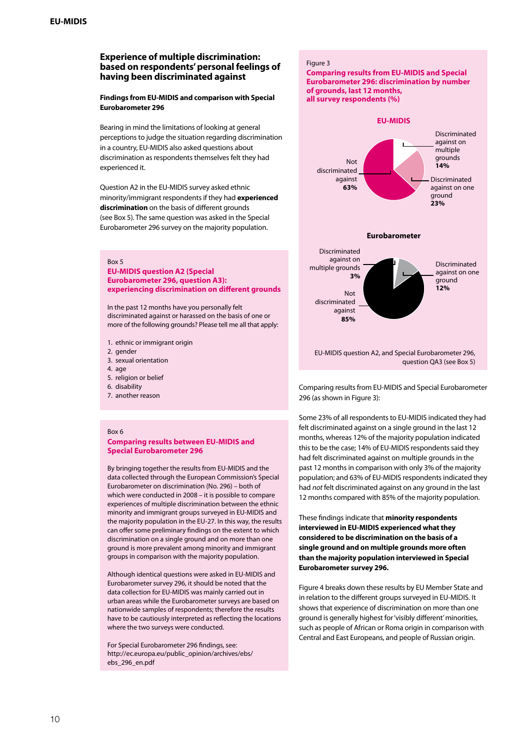## Experience of multiple discrimination: based on respondents' personal feelings of having been discriminated against

**Findings from EU-MIDIS and comparison with Special Eurobarometer 296**

Bearing in mind the limitations of looking at general perceptions to judge the situation regarding discrimination in a country, EU-MIDIS also asked questions about discrimination as respondents themselves felt they had experienced it.

Question A2 in the EU-MIDIS survey asked ethnic minority/immigrant respondents if they had **experienced discrimination** on the basis of different grounds (see Box 5). The same question was asked in the Special Eurobarometer 296 survey on the majority population.

> Box 5
>
> **EU-MIDIS question A2 (Special Eurobarometer 296, question A3): experiencing discrimination on different grounds**
>
> In the past 12 months have you personally felt discriminated against or harassed on the basis of one or more of the following grounds? Please tell me all that apply:
>
> 1. ethnic or immigrant origin
> 2. gender
> 3. sexual orientation
> 4. age
> 5. religion or belief
> 6. disability
> 7. another reason

> Box 6
>
> **Comparing results between EU-MIDIS and Special Eurobarometer 296**
>
> By bringing together the results from EU-MIDIS and the data collected through the European Commission's Special Eurobarometer on discrimination (No. 296) – both of which were conducted in 2008 – it is possible to compare experiences of multiple discrimination between the ethnic minority and immigrant groups surveyed in EU-MIDIS and the majority population in the EU-27. In this way, the results can offer some preliminary findings on the extent to which discrimination on a single ground and on more than one ground is more prevalent among minority and immigrant groups in comparison with the majority population.
>
> Although identical questions were asked in EU-MIDIS and Eurobarometer survey 296, it should be noted that the data collection for EU-MIDIS was mainly carried out in urban areas while the Eurobarometer surveys are based on nationwide samples of respondents; therefore the results have to be cautiously interpreted as reflecting the locations where the two surveys were conducted.
>
> For Special Eurobarometer 296 findings, see: http://ec.europa.eu/public_opinion/archives/ebs/ebs_296_en.pdf

Figure 3

**Comparing results from EU-MIDIS and Special Eurobarometer 296: discrimination by number of grounds, last 12 months, all survey respondents (%)**

**EU-MIDIS**

- Discriminated against on multiple grounds **14%**
- Discriminated against on one ground **23%**
- Not discriminated against **63%**

**Eurobarometer**

- Discriminated against on multiple grounds **3%**
- Discriminated against on one ground **12%**
- Not discriminated against **85%**

EU-MIDIS question A2, and Special Eurobarometer 296, question QA3 (see Box 5)

Comparing results from EU-MIDIS and Special Eurobarometer 296 (as shown in Figure 3):

Some 23% of all respondents to EU-MIDIS indicated they had felt discriminated against on a single ground in the last 12 months, whereas 12% of the majority population indicated this to be the case; 14% of EU-MIDIS respondents said they had felt discriminated against on multiple grounds in the past 12 months in comparison with only 3% of the majority population; and 63% of EU-MIDIS respondents indicated they had *not* felt discriminated against on any ground in the last 12 months compared with 85% of the majority population.

These findings indicate that **minority respondents interviewed in EU-MIDIS experienced what they considered to be discrimination on the basis of a single ground and on multiple grounds more often than the majority population interviewed in Special Eurobarometer survey 296.**

Figure 4 breaks down these results by EU Member State and in relation to the different groups surveyed in EU-MIDIS. It shows that experience of discrimination on more than one ground is generally highest for 'visibly different' minorities, such as people of African or Roma origin in comparison with Central and East Europeans, and people of Russian origin.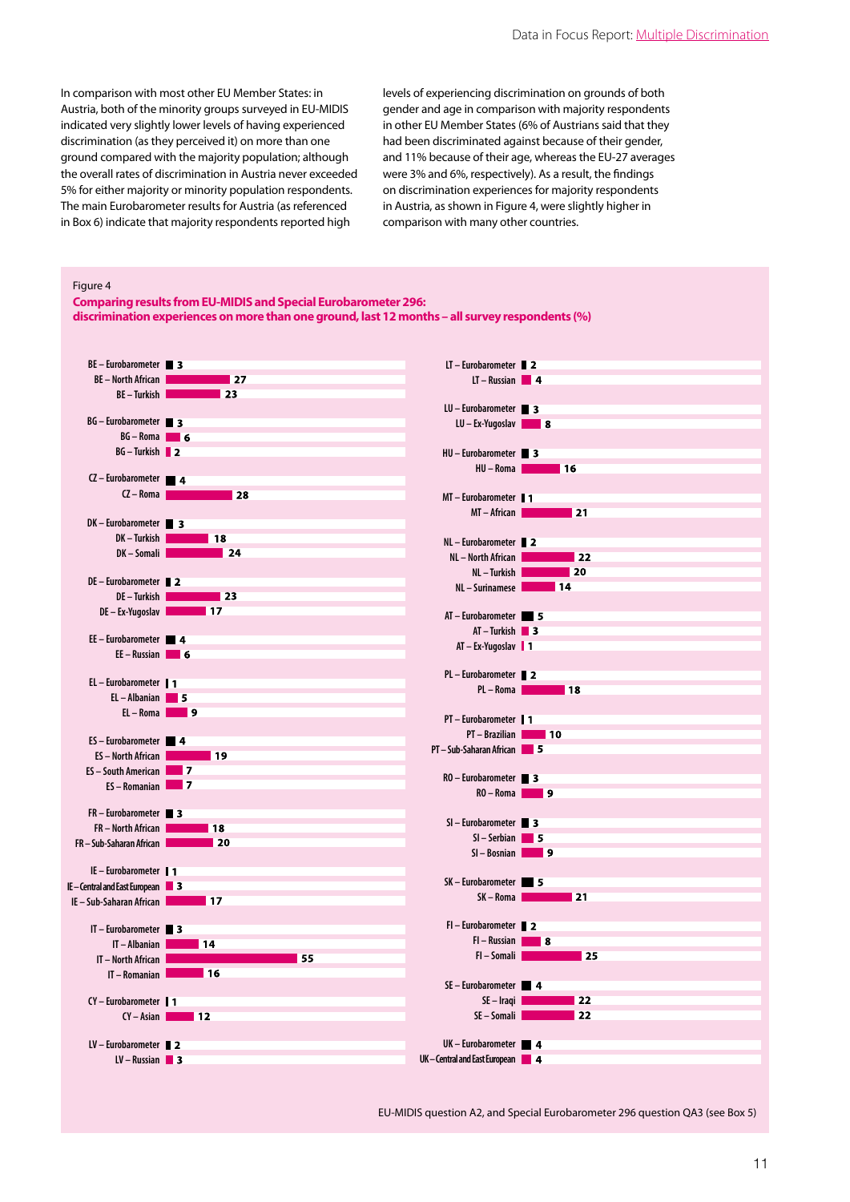In comparison with most other EU Member States: in Austria, both of the minority groups surveyed in EU-MIDIS indicated very slightly lower levels of having experienced discrimination (as they perceived it) on more than one ground compared with the majority population; although the overall rates of discrimination in Austria never exceeded 5% for either majority or minority population respondents. The main Eurobarometer results for Austria (as referenced in Box 6) indicate that majority respondents reported high levels of experiencing discrimination on grounds of both gender and age in comparison with majority respondents in other EU Member States (6% of Austrians said that they had been discriminated against because of their gender, and 11% because of their age, whereas the EU-27 averages were 3% and 6%, respectively). As a result, the findings on discrimination experiences for majority respondents in Austria, as shown in Figure 4, were slightly higher in comparison with many other countries.

Figure 4

**Comparing results from EU-MIDIS and Special Eurobarometer 296: discrimination experiences on more than one ground, last 12 months – all survey respondents (%)**

| Group | % |
|---|---|
| BE – Eurobarometer | 3 |
| BE – North African | 27 |
| BE – Turkish | 23 |
| BG – Eurobarometer | 3 |
| BG – Roma | 6 |
| BG – Turkish | 2 |
| CZ – Eurobarometer | 4 |
| CZ – Roma | 28 |
| DK – Eurobarometer | 3 |
| DK – Turkish | 18 |
| DK – Somali | 24 |
| DE – Eurobarometer | 2 |
| DE – Turkish | 23 |
| DE – Ex-Yugoslav | 17 |
| EE – Eurobarometer | 4 |
| EE – Russian | 6 |
| EL – Eurobarometer | 1 |
| EL – Albanian | 5 |
| EL – Roma | 9 |
| ES – Eurobarometer | 4 |
| ES – North African | 19 |
| ES – South American | 7 |
| ES – Romanian | 7 |
| FR – Eurobarometer | 3 |
| FR – North African | 18 |
| FR – Sub-Saharan African | 20 |
| IE – Eurobarometer | 1 |
| IE – Central and East European | 3 |
| IE – Sub-Saharan African | 17 |
| IT – Eurobarometer | 3 |
| IT – Albanian | 14 |
| IT – North African | 55 |
| IT – Romanian | 16 |
| CY – Eurobarometer | 1 |
| CY – Asian | 12 |
| LV – Eurobarometer | 2 |
| LV – Russian | 3 |
| LT – Eurobarometer | 2 |
| LT – Russian | 4 |
| LU – Eurobarometer | 3 |
| LU – Ex-Yugoslav | 8 |
| HU – Eurobarometer | 3 |
| HU – Roma | 16 |
| MT – Eurobarometer | 1 |
| MT – African | 21 |
| NL – Eurobarometer | 2 |
| NL – North African | 22 |
| NL – Turkish | 20 |
| NL – Surinamese | 14 |
| AT – Eurobarometer | 5 |
| AT – Turkish | 3 |
| AT – Ex-Yugoslav | 1 |
| PL – Eurobarometer | 2 |
| PL – Roma | 18 |
| PT – Eurobarometer | 1 |
| PT – Brazilian | 10 |
| PT – Sub-Saharan African | 5 |
| RO – Eurobarometer | 3 |
| RO – Roma | 9 |
| SI – Eurobarometer | 3 |
| SI – Serbian | 5 |
| SI – Bosnian | 9 |
| SK – Eurobarometer | 5 |
| SK – Roma | 21 |
| FI – Eurobarometer | 2 |
| FI – Russian | 8 |
| FI – Somali | 25 |
| SE – Eurobarometer | 4 |
| SE – Iraqi | 22 |
| SE – Somali | 22 |
| UK – Eurobarometer | 4 |
| UK – Central and East European | 4 |

EU-MIDIS question A2, and Special Eurobarometer 296 question QA3 (see Box 5)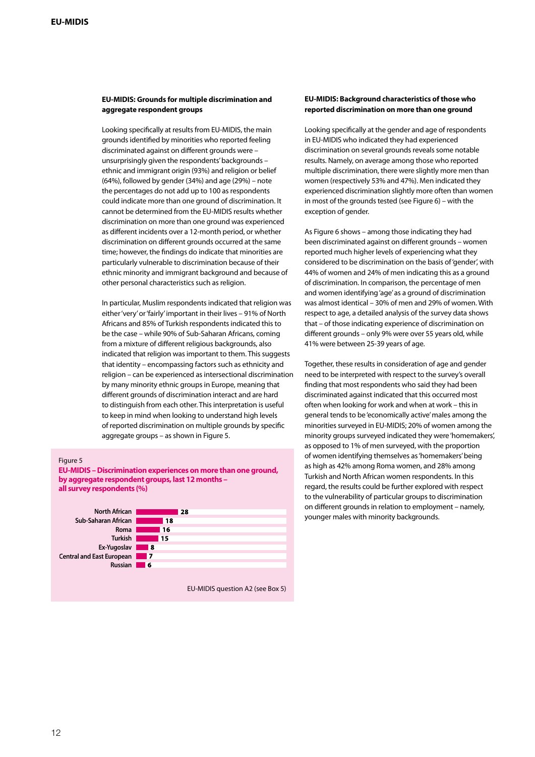### EU-MIDIS: Grounds for multiple discrimination and aggregate respondent groups

Looking specifically at results from EU-MIDIS, the main grounds identified by minorities who reported feeling discriminated against on different grounds were – unsurprisingly given the respondents' backgrounds – ethnic and immigrant origin (93%) and religion or belief (64%), followed by gender (34%) and age (29%) – note the percentages do not add up to 100 as respondents could indicate more than one ground of discrimination. It cannot be determined from the EU-MIDIS results whether discrimination on more than one ground was experienced as different incidents over a 12-month period, or whether discrimination on different grounds occurred at the same time; however, the findings do indicate that minorities are particularly vulnerable to discrimination because of their ethnic minority and immigrant background and because of other personal characteristics such as religion.

In particular, Muslim respondents indicated that religion was either 'very' or 'fairly' important in their lives – 91% of North Africans and 85% of Turkish respondents indicated this to be the case – while 90% of Sub-Saharan Africans, coming from a mixture of different religious backgrounds, also indicated that religion was important to them. This suggests that identity – encompassing factors such as ethnicity and religion – can be experienced as intersectional discrimination by many minority ethnic groups in Europe, meaning that different grounds of discrimination interact and are hard to distinguish from each other. This interpretation is useful to keep in mind when looking to understand high levels of reported discrimination on multiple grounds by specific aggregate groups – as shown in Figure 5.

Figure 5

**EU-MIDIS – Discrimination experiences on more than one ground, by aggregate respondent groups, last 12 months – all survey respondents (%)**

| Group | % |
|---|---|
| North African | 28 |
| Sub-Saharan African | 18 |
| Roma | 16 |
| Turkish | 15 |
| Ex-Yugoslav | 8 |
| Central and East European | 7 |
| Russian | 6 |

EU-MIDIS question A2 (see Box 5)

### EU-MIDIS: Background characteristics of those who reported discrimination on more than one ground

Looking specifically at the gender and age of respondents in EU-MIDIS who indicated they had experienced discrimination on several grounds reveals some notable results. Namely, on average among those who reported multiple discrimination, there were slightly more men than women (respectively 53% and 47%). Men indicated they experienced discrimination slightly more often than women in most of the grounds tested (see Figure 6) – with the exception of gender.

As Figure 6 shows – among those indicating they had been discriminated against on different grounds – women reported much higher levels of experiencing what they considered to be discrimination on the basis of 'gender', with 44% of women and 24% of men indicating this as a ground of discrimination. In comparison, the percentage of men and women identifying 'age' as a ground of discrimination was almost identical – 30% of men and 29% of women. With respect to age, a detailed analysis of the survey data shows that – of those indicating experience of discrimination on different grounds – only 9% were over 55 years old, while 41% were between 25-39 years of age.

Together, these results in consideration of age and gender need to be interpreted with respect to the survey's overall finding that most respondents who said they had been discriminated against indicated that this occurred most often when looking for work and when at work – this in general tends to be 'economically active' males among the minorities surveyed in EU-MIDIS; 20% of women among the minority groups surveyed indicated they were 'homemakers', as opposed to 1% of men surveyed, with the proportion of women identifying themselves as 'homemakers' being as high as 42% among Roma women, and 28% among Turkish and North African women respondents. In this regard, the results could be further explored with respect to the vulnerability of particular groups to discrimination on different grounds in relation to employment – namely, younger males with minority backgrounds.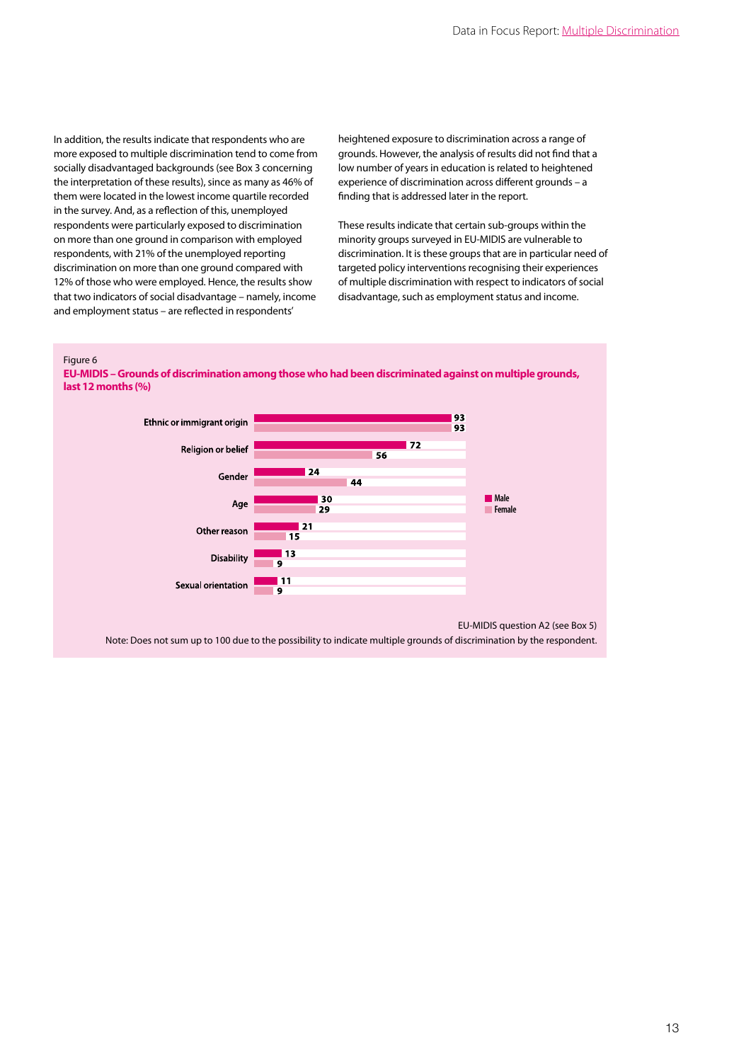In addition, the results indicate that respondents who are more exposed to multiple discrimination tend to come from socially disadvantaged backgrounds (see Box 3 concerning the interpretation of these results), since as many as 46% of them were located in the lowest income quartile recorded in the survey. And, as a reflection of this, unemployed respondents were particularly exposed to discrimination on more than one ground in comparison with employed respondents, with 21% of the unemployed reporting discrimination on more than one ground compared with 12% of those who were employed. Hence, the results show that two indicators of social disadvantage – namely, income and employment status – are reflected in respondents' heightened exposure to discrimination across a range of grounds. However, the analysis of results did not find that a low number of years in education is related to heightened experience of discrimination across different grounds – a finding that is addressed later in the report.

These results indicate that certain sub-groups within the minority groups surveyed in EU-MIDIS are vulnerable to discrimination. It is these groups that are in particular need of targeted policy interventions recognising their experiences of multiple discrimination with respect to indicators of social disadvantage, such as employment status and income.

Figure 6

**EU-MIDIS – Grounds of discrimination among those who had been discriminated against on multiple grounds, last 12 months (%)**

| Ground | Male | Female |
|---|---|---|
| Ethnic or immigrant origin | 93 | 93 |
| Religion or belief | 72 | 56 |
| Gender | 24 | 44 |
| Age | 30 | 29 |
| Other reason | 21 | 15 |
| Disability | 13 | 9 |
| Sexual orientation | 11 | 9 |

EU-MIDIS question A2 (see Box 5)

Note: Does not sum up to 100 due to the possibility to indicate multiple grounds of discrimination by the respondent.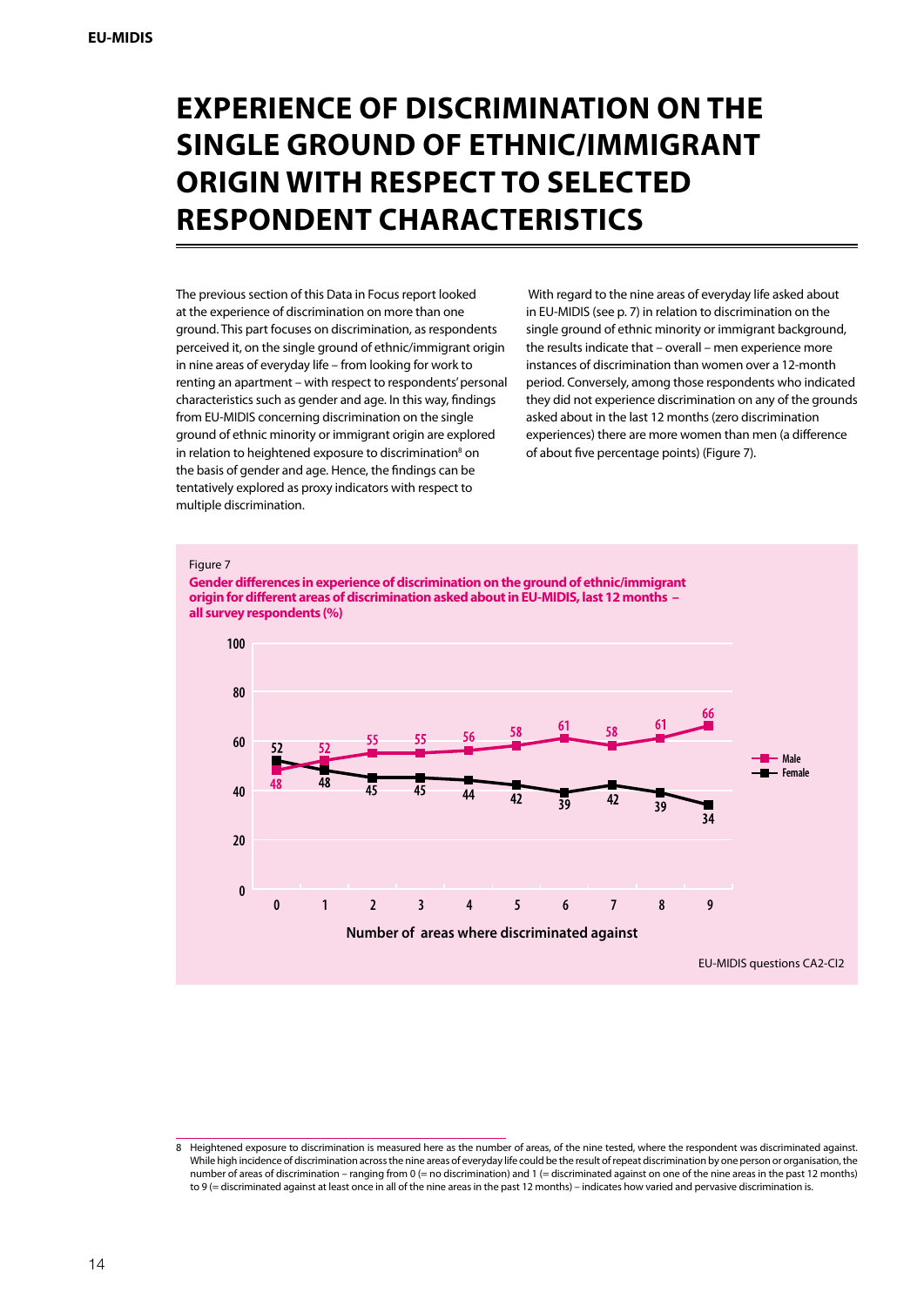# EXPERIENCE OF DISCRIMINATION ON THE SINGLE GROUND OF ETHNIC/IMMIGRANT ORIGIN WITH RESPECT TO SELECTED RESPONDENT CHARACTERISTICS

The previous section of this Data in Focus report looked at the experience of discrimination on more than one ground. This part focuses on discrimination, as respondents perceived it, on the single ground of ethnic/immigrant origin in nine areas of everyday life – from looking for work to renting an apartment – with respect to respondents' personal characteristics such as gender and age. In this way, findings from EU-MIDIS concerning discrimination on the single ground of ethnic minority or immigrant origin are explored in relation to heightened exposure to discrimination[8] on the basis of gender and age. Hence, the findings can be tentatively explored as proxy indicators with respect to multiple discrimination.

With regard to the nine areas of everyday life asked about in EU-MIDIS (see p. 7) in relation to discrimination on the single ground of ethnic minority or immigrant background, the results indicate that – overall – men experience more instances of discrimination than women over a 12-month period. Conversely, among those respondents who indicated they did not experience discrimination on any of the grounds asked about in the last 12 months (zero discrimination experiences) there are more women than men (a difference of about five percentage points) (Figure 7).

Figure 7

**Gender differences in experience of discrimination on the ground of ethnic/immigrant origin for different areas of discrimination asked about in EU-MIDIS, last 12 months – all survey respondents (%)**

| Number of areas where discriminated against | 0 | 1 | 2 | 3 | 4 | 5 | 6 | 7 | 8 | 9 |
|---|---|---|---|---|---|---|---|---|---|---|
| Male | 48 | 52 | 55 | 55 | 56 | 58 | 61 | 58 | 61 | 66 |
| Female | 52 | 48 | 45 | 45 | 44 | 42 | 39 | 42 | 39 | 34 |

EU-MIDIS questions CA2-CI2

8 Heightened exposure to discrimination is measured here as the number of areas, of the nine tested, where the respondent was discriminated against. While high incidence of discrimination across the nine areas of everyday life could be the result of repeat discrimination by one person or organisation, the number of areas of discrimination – ranging from 0 (= no discrimination) and 1 (= discriminated against on one of the nine areas in the past 12 months) to 9 (= discriminated against at least once in all of the nine areas in the past 12 months) – indicates how varied and pervasive discrimination is.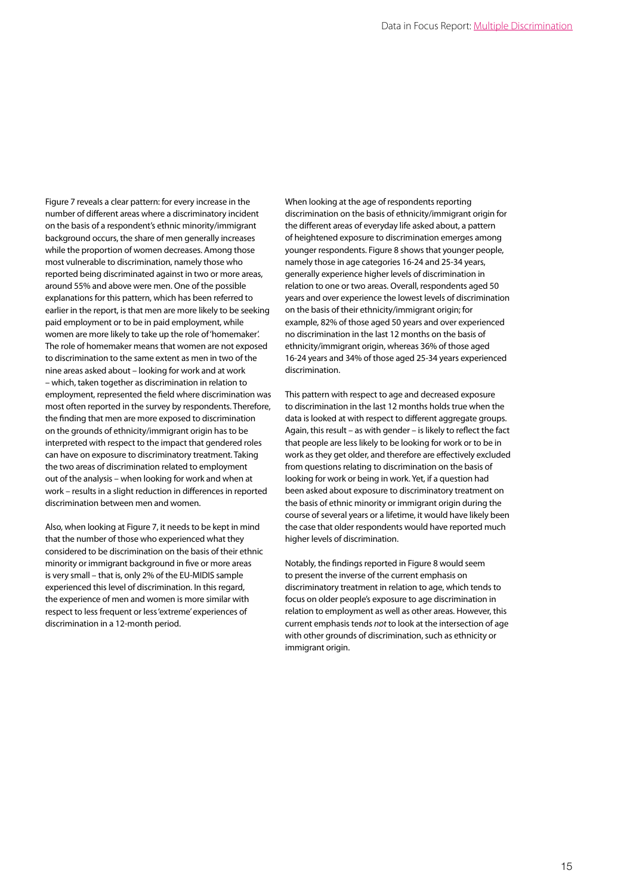Figure 7 reveals a clear pattern: for every increase in the number of different areas where a discriminatory incident on the basis of a respondent's ethnic minority/immigrant background occurs, the share of men generally increases while the proportion of women decreases. Among those most vulnerable to discrimination, namely those who reported being discriminated against in two or more areas, around 55% and above were men. One of the possible explanations for this pattern, which has been referred to earlier in the report, is that men are more likely to be seeking paid employment or to be in paid employment, while women are more likely to take up the role of 'homemaker'. The role of homemaker means that women are not exposed to discrimination to the same extent as men in two of the nine areas asked about – looking for work and at work – which, taken together as discrimination in relation to employment, represented the field where discrimination was most often reported in the survey by respondents. Therefore, the finding that men are more exposed to discrimination on the grounds of ethnicity/immigrant origin has to be interpreted with respect to the impact that gendered roles can have on exposure to discriminatory treatment. Taking the two areas of discrimination related to employment out of the analysis – when looking for work and when at work – results in a slight reduction in differences in reported discrimination between men and women.

Also, when looking at Figure 7, it needs to be kept in mind that the number of those who experienced what they considered to be discrimination on the basis of their ethnic minority or immigrant background in five or more areas is very small – that is, only 2% of the EU-MIDIS sample experienced this level of discrimination. In this regard, the experience of men and women is more similar with respect to less frequent or less 'extreme' experiences of discrimination in a 12-month period.

When looking at the age of respondents reporting discrimination on the basis of ethnicity/immigrant origin for the different areas of everyday life asked about, a pattern of heightened exposure to discrimination emerges among younger respondents. Figure 8 shows that younger people, namely those in age categories 16-24 and 25-34 years, generally experience higher levels of discrimination in relation to one or two areas. Overall, respondents aged 50 years and over experience the lowest levels of discrimination on the basis of their ethnicity/immigrant origin; for example, 82% of those aged 50 years and over experienced no discrimination in the last 12 months on the basis of ethnicity/immigrant origin, whereas 36% of those aged 16-24 years and 34% of those aged 25-34 years experienced discrimination.

This pattern with respect to age and decreased exposure to discrimination in the last 12 months holds true when the data is looked at with respect to different aggregate groups. Again, this result – as with gender – is likely to reflect the fact that people are less likely to be looking for work or to be in work as they get older, and therefore are effectively excluded from questions relating to discrimination on the basis of looking for work or being in work. Yet, if a question had been asked about exposure to discriminatory treatment on the basis of ethnic minority or immigrant origin during the course of several years or a lifetime, it would have likely been the case that older respondents would have reported much higher levels of discrimination.

Notably, the findings reported in Figure 8 would seem to present the inverse of the current emphasis on discriminatory treatment in relation to age, which tends to focus on older people's exposure to age discrimination in relation to employment as well as other areas. However, this current emphasis tends *not* to look at the intersection of age with other grounds of discrimination, such as ethnicity or immigrant origin.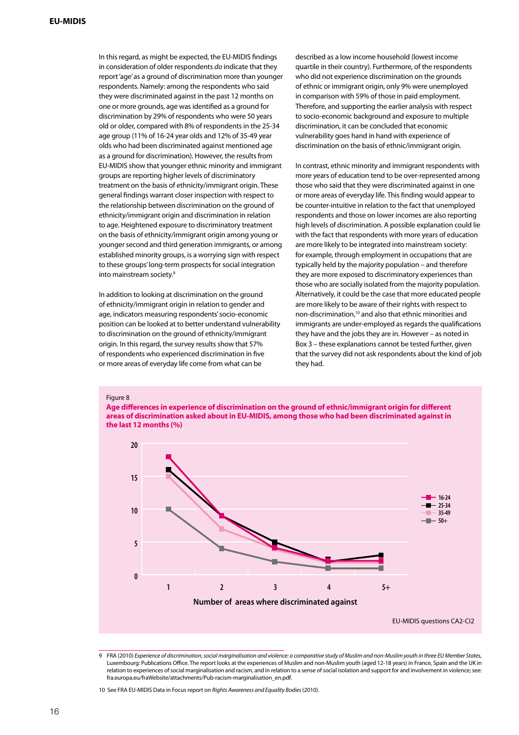In this regard, as might be expected, the EU-MIDIS findings in consideration of older respondents *do* indicate that they report 'age' as a ground of discrimination more than younger respondents. Namely: among the respondents who said they were discriminated against in the past 12 months on one or more grounds, age was identified as a ground for discrimination by 29% of respondents who were 50 years old or older, compared with 8% of respondents in the 25-34 age group (11% of 16-24 year olds and 12% of 35-49 year olds who had been discriminated against mentioned age as a ground for discrimination). However, the results from EU-MIDIS show that younger ethnic minority and immigrant groups are reporting higher levels of discriminatory treatment on the basis of ethnicity/immigrant origin. These general findings warrant closer inspection with respect to the relationship between discrimination on the ground of ethnicity/immigrant origin and discrimination in relation to age. Heightened exposure to discriminatory treatment on the basis of ethnicity/immigrant origin among young or younger second and third generation immigrants, or among established minority groups, is a worrying sign with respect to these groups' long-term prospects for social integration into mainstream society.[9]

In addition to looking at discrimination on the ground of ethnicity/immigrant origin in relation to gender and age, indicators measuring respondents' socio-economic position can be looked at to better understand vulnerability to discrimination on the ground of ethnicity/immigrant origin. In this regard, the survey results show that 57% of respondents who experienced discrimination in five or more areas of everyday life come from what can be described as a low income household (lowest income quartile in their country). Furthermore, of the respondents who did not experience discrimination on the grounds of ethnic or immigrant origin, only 9% were unemployed in comparison with 59% of those in paid employment. Therefore, and supporting the earlier analysis with respect to socio-economic background and exposure to multiple discrimination, it can be concluded that economic vulnerability goes hand in hand with experience of discrimination on the basis of ethnic/immigrant origin.

In contrast, ethnic minority and immigrant respondents with more years of education tend to be over-represented among those who said that they were discriminated against in one or more areas of everyday life. This finding would appear to be counter-intuitive in relation to the fact that unemployed respondents and those on lower incomes are also reporting high levels of discrimination. A possible explanation could lie with the fact that respondents with more years of education are more likely to be integrated into mainstream society: for example, through employment in occupations that are typically held by the majority population – and therefore they are more exposed to discriminatory experiences than those who are socially isolated from the majority population. Alternatively, it could be the case that more educated people are more likely to be aware of their rights with respect to non-discrimination,[10] and also that ethnic minorities and immigrants are under-employed as regards the qualifications they have and the jobs they are in. However – as noted in Box 3 – these explanations cannot be tested further, given that the survey did not ask respondents about the kind of job they had.

Figure 8

**Age differences in experience of discrimination on the ground of ethnic/immigrant origin for different areas of discrimination asked about in EU-MIDIS, among those who had been discriminated against in the last 12 months (%)**

| Number of areas where discriminated against | 16-24 | 25-34 | 35-49 | 50+ |
|---|---|---|---|---|
| 1 | 18 | 16 | 15 | 10 |
| 2 | 9 | 9 | 7 | 4 |
| 3 | 4 | 5 | 4 | 2 |
| 4 | 2 | 2 | 2 | 1 |
| 5+ | 2 | 3 | 2 | 1 |

EU-MIDIS questions CA2-CI2

---

9 FRA (2010) *Experience of discrimination, social marginalisation and violence: a comparative study of Muslim and non-Muslim youth in three EU Member States*, Luxembourg: Publications Office. The report looks at the experiences of Muslim and non-Muslim youth (aged 12-18 years) in France, Spain and the UK in relation to experiences of social marginalisation and racism, and in relation to a sense of social isolation and support for and involvement in violence; see: fra.europa.eu/fraWebsite/attachments/Pub-racism-marginalisation_en.pdf.

10 See FRA EU-MIDIS Data in Focus report on *Rights Awareness and Equality Bodies* (2010).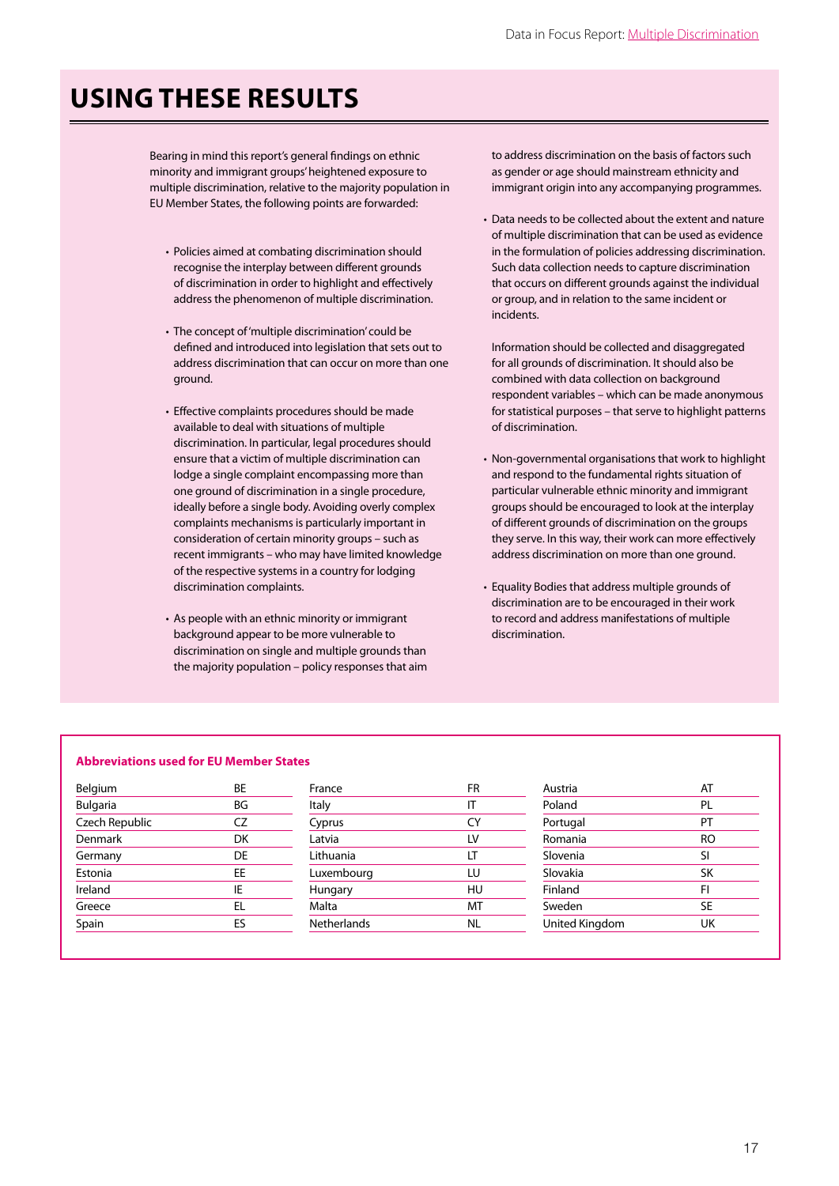# USING THESE RESULTS

Bearing in mind this report's general findings on ethnic minority and immigrant groups' heightened exposure to multiple discrimination, relative to the majority population in EU Member States, the following points are forwarded:

- Policies aimed at combating discrimination should recognise the interplay between different grounds of discrimination in order to highlight and effectively address the phenomenon of multiple discrimination.

- The concept of 'multiple discrimination' could be defined and introduced into legislation that sets out to address discrimination that can occur on more than one ground.

- Effective complaints procedures should be made available to deal with situations of multiple discrimination. In particular, legal procedures should ensure that a victim of multiple discrimination can lodge a single complaint encompassing more than one ground of discrimination in a single procedure, ideally before a single body. Avoiding overly complex complaints mechanisms is particularly important in consideration of certain minority groups – such as recent immigrants – who may have limited knowledge of the respective systems in a country for lodging discrimination complaints.

- As people with an ethnic minority or immigrant background appear to be more vulnerable to discrimination on single and multiple grounds than the majority population – policy responses that aim to address discrimination on the basis of factors such as gender or age should mainstream ethnicity and immigrant origin into any accompanying programmes.

- Data needs to be collected about the extent and nature of multiple discrimination that can be used as evidence in the formulation of policies addressing discrimination. Such data collection needs to capture discrimination that occurs on different grounds against the individual or group, and in relation to the same incident or incidents.

  Information should be collected and disaggregated for all grounds of discrimination. It should also be combined with data collection on background respondent variables – which can be made anonymous for statistical purposes – that serve to highlight patterns of discrimination.

- Non-governmental organisations that work to highlight and respond to the fundamental rights situation of particular vulnerable ethnic minority and immigrant groups should be encouraged to look at the interplay of different grounds of discrimination on the groups they serve. In this way, their work can more effectively address discrimination on more than one ground.

- Equality Bodies that address multiple grounds of discrimination are to be encouraged in their work to record and address manifestations of multiple discrimination.

**Abbreviations used for EU Member States**

| Country | Code | Country | Code | Country | Code |
|---|---|---|---|---|---|
| Belgium | BE | France | FR | Austria | AT |
| Bulgaria | BG | Italy | IT | Poland | PL |
| Czech Republic | CZ | Cyprus | CY | Portugal | PT |
| Denmark | DK | Latvia | LV | Romania | RO |
| Germany | DE | Lithuania | LT | Slovenia | SI |
| Estonia | EE | Luxembourg | LU | Slovakia | SK |
| Ireland | IE | Hungary | HU | Finland | FI |
| Greece | EL | Malta | MT | Sweden | SE |
| Spain | ES | Netherlands | NL | United Kingdom | UK |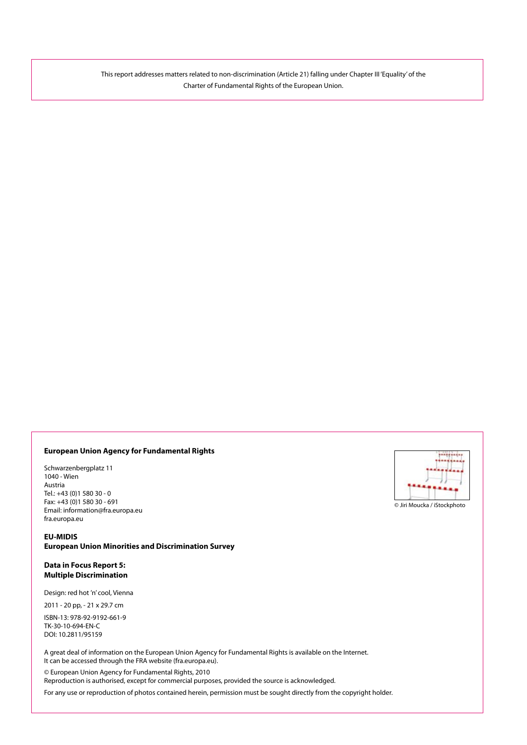This report addresses matters related to non-discrimination (Article 21) falling under Chapter III 'Equality' of the Charter of Fundamental Rights of the European Union.

**European Union Agency for Fundamental Rights**

Schwarzenbergplatz 11
1040 - Wien
Austria
Tel.: +43 (0)1 580 30 - 0
Fax: +43 (0)1 580 30 - 691
Email: information@fra.europa.eu
fra.europa.eu

© Jiri Moucka / iStockphoto

**EU-MIDIS**
**European Union Minorities and Discrimination Survey**

**Data in Focus Report 5:**
**Multiple Discrimination**

Design: red hot 'n' cool, Vienna

2011 - 20 pp, - 21 x 29.7 cm

ISBN-13: 978-92-9192-661-9
TK-30-10-694-EN-C
DOI: 10.2811/95159

A great deal of information on the European Union Agency for Fundamental Rights is available on the Internet.
It can be accessed through the FRA website (fra.europa.eu).

© European Union Agency for Fundamental Rights, 2010
Reproduction is authorised, except for commercial purposes, provided the source is acknowledged.

For any use or reproduction of photos contained herein, permission must be sought directly from the copyright holder.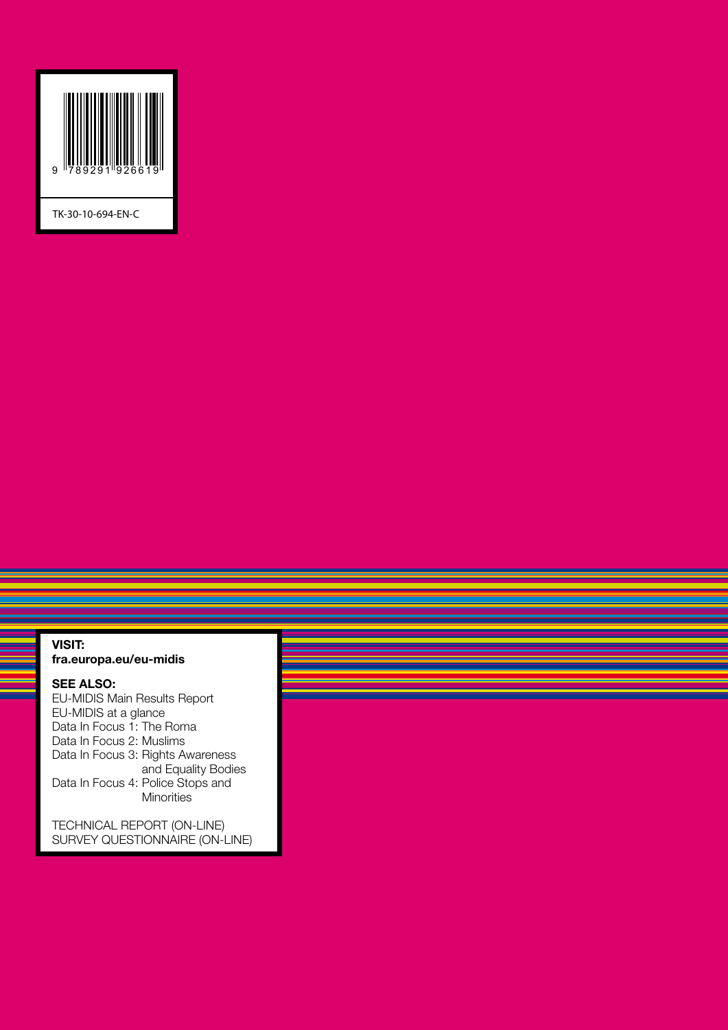9 789291 926619

TK-30-10-694-EN-C

**VISIT:**
**fra.europa.eu/eu-midis**

**SEE ALSO:**
EU-MIDIS Main Results Report
EU-MIDIS at a glance
Data In Focus 1: The Roma
Data In Focus 2: Muslims
Data In Focus 3: Rights Awareness and Equality Bodies
Data In Focus 4: Police Stops and Minorities

TECHNICAL REPORT (ON-LINE)
SURVEY QUESTIONNAIRE (ON-LINE)